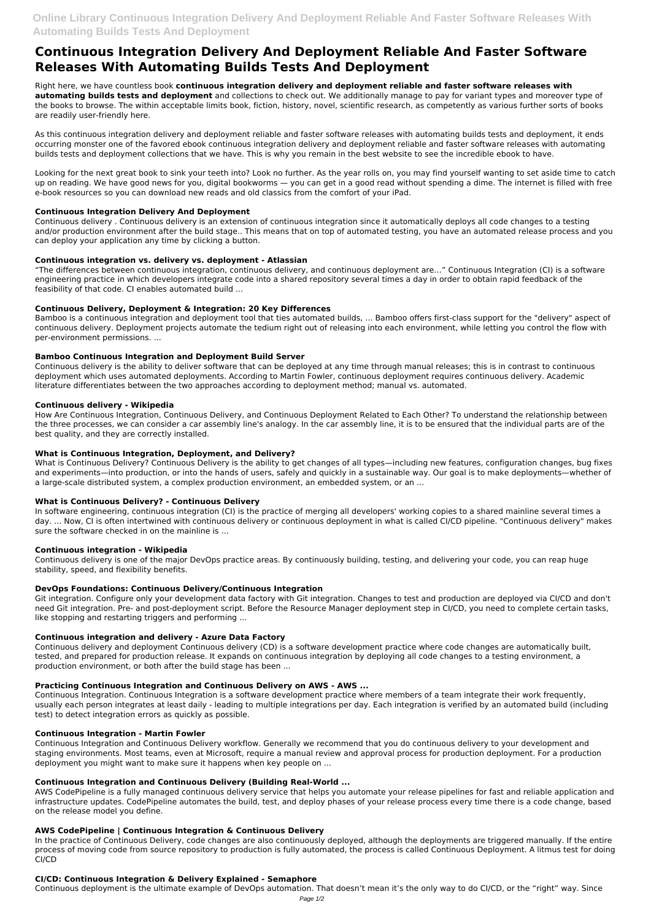# Continuous Integration Delivery And Deployment Reliable And Faster Software Releases With Automating Builds Tests And Deployment

Right here, we have countless book **continuous integration delivery and deployment reliable and faster software releases with automating builds tests and deployment** and collections to check out. We additionally manage to pay for variant types and moreover type of the books to browse. The within acceptable limits book, fiction, history, novel, scientific research, as competently as various further sorts of books are readily user-friendly here.

As this continuous integration delivery and deployment reliable and faster software releases with automating builds tests and deployment, it ends occurring monster one of the favored ebook continuous integration delivery and deployment reliable and faster software releases with automating builds tests and deployment collections that we have. This is why you remain in the best website to see the incredible ebook to have.

Looking for the next great book to sink your teeth into? Look no further. As the year rolls on, you may find yourself wanting to set aside time to catch up on reading. We have good news for you, digital bookworms — you can get in a good read without spending a dime. The internet is filled with free e-book resources so you can download new reads and old classics from the comfort of your iPad.

### Continuous Integration Delivery And Deployment

Continuous delivery . Continuous delivery is an extension of continuous integration since it automatically deploys all code changes to a testing and/or production environment after the build stage.. This means that on top of automated testing, you have an automated release process and you can deploy your application any time by clicking a button.

### Continuous integration vs. delivery vs. deployment - Atlassian

"The differences between continuous integration, continuous delivery, and continuous deployment are..." Continuous Integration (CI) is a software engineering practice in which developers integrate code into a shared repository several times a day in order to obtain rapid feedback of the feasibility of that code. CI enables automated build ...

### Continuous Delivery, Deployment & Integration: 20 Key Differences

Bamboo is a continuous integration and deployment tool that ties automated builds, ... Bamboo offers first-class support for the "delivery" aspect of continuous delivery. Deployment projects automate the tedium right out of releasing into each environment, while letting you control the flow with per-environment permissions. ...

### Bamboo Continuous Integration and Deployment Build Server

Continuous delivery is the ability to deliver software that can be deployed at any time through manual releases; this is in contrast to continuous deployment which uses automated deployments. According to Martin Fowler, continuous deployment requires continuous delivery. Academic literature differentiates between the two approaches according to deployment method; manual vs. automated.

### Continuous delivery - Wikipedia

How Are Continuous Integration, Continuous Delivery, and Continuous Deployment Related to Each Other? To understand the relationship between the three processes, we can consider a car assembly line's analogy. In the car assembly line, it is to be ensured that the individual parts are of the best quality, and they are correctly installed.

### What is Continuous Integration, Deployment, and Delivery?

What is Continuous Delivery? Continuous Delivery is the ability to get changes of all types—including new features, configuration changes, bug fixes and experiments—into production, or into the hands of users, safely and quickly in a sustainable way. Our goal is to make deployments—whether of a large-scale distributed system, a complex production environment, an embedded system, or an ...

### What is Continuous Delivery? - Continuous Delivery

In software engineering, continuous integration (CI) is the practice of merging all developers' working copies to a shared mainline several times a day. ... Now, CI is often intertwined with continuous delivery or continuous deployment in what is called CI/CD pipeline. "Continuous delivery" makes sure the software checked in on the mainline is ...

### Continuous integration - Wikipedia

Continuous delivery is one of the major DevOps practice areas. By continuously building, testing, and delivering your code, you can reap huge stability, speed, and flexibility benefits.

### DevOps Foundations: Continuous Delivery/Continuous Integration

Git integration. Configure only your development data factory with Git integration. Changes to test and production are deployed via CI/CD and don't need Git integration. Pre- and post-deployment script. Before the Resource Manager deployment step in CI/CD, you need to complete certain tasks, like stopping and restarting triggers and performing ...

### Continuous integration and delivery - Azure Data Factory

Continuous delivery and deployment Continuous delivery (CD) is a software development practice where code changes are automatically built, tested, and prepared for production release. It expands on continuous integration by deploying all code changes to a testing environment, a production environment, or both after the build stage has been ...

### Practicing Continuous Integration and Continuous Delivery on AWS - AWS ...

Continuous Integration. Continuous Integration is a software development practice where members of a team integrate their work frequently, usually each person integrates at least daily - leading to multiple integrations per day. Each integration is verified by an automated build (including test) to detect integration errors as quickly as possible.

### Continuous Integration - Martin Fowler

Continuous Integration and Continuous Delivery workflow. Generally we recommend that you do continuous delivery to your development and staging environments. Most teams, even at Microsoft, require a manual review and approval process for production deployment. For a production deployment you might want to make sure it happens when key people on ...

### Continuous Integration and Continuous Delivery (Building Real-World ...

AWS CodePipeline is a fully managed continuous delivery service that helps you automate your release pipelines for fast and reliable application and infrastructure updates. CodePipeline automates the build, test, and deploy phases of your release process every time there is a code change, based on the release model you define.

### AWS CodePipeline | Continuous Integration & Continuous Delivery

In the practice of Continuous Delivery, code changes are also continuously deployed, although the deployments are triggered manually. If the entire process of moving code from source repository to production is fully automated, the process is called Continuous Deployment. A litmus test for doing CI/CD

### CI/CD: Continuous Integration & Delivery Explained - Semaphore

Continuous deployment is the ultimate example of DevOps automation. That doesn't mean it's the only way to do CI/CD, or the "right" way. Since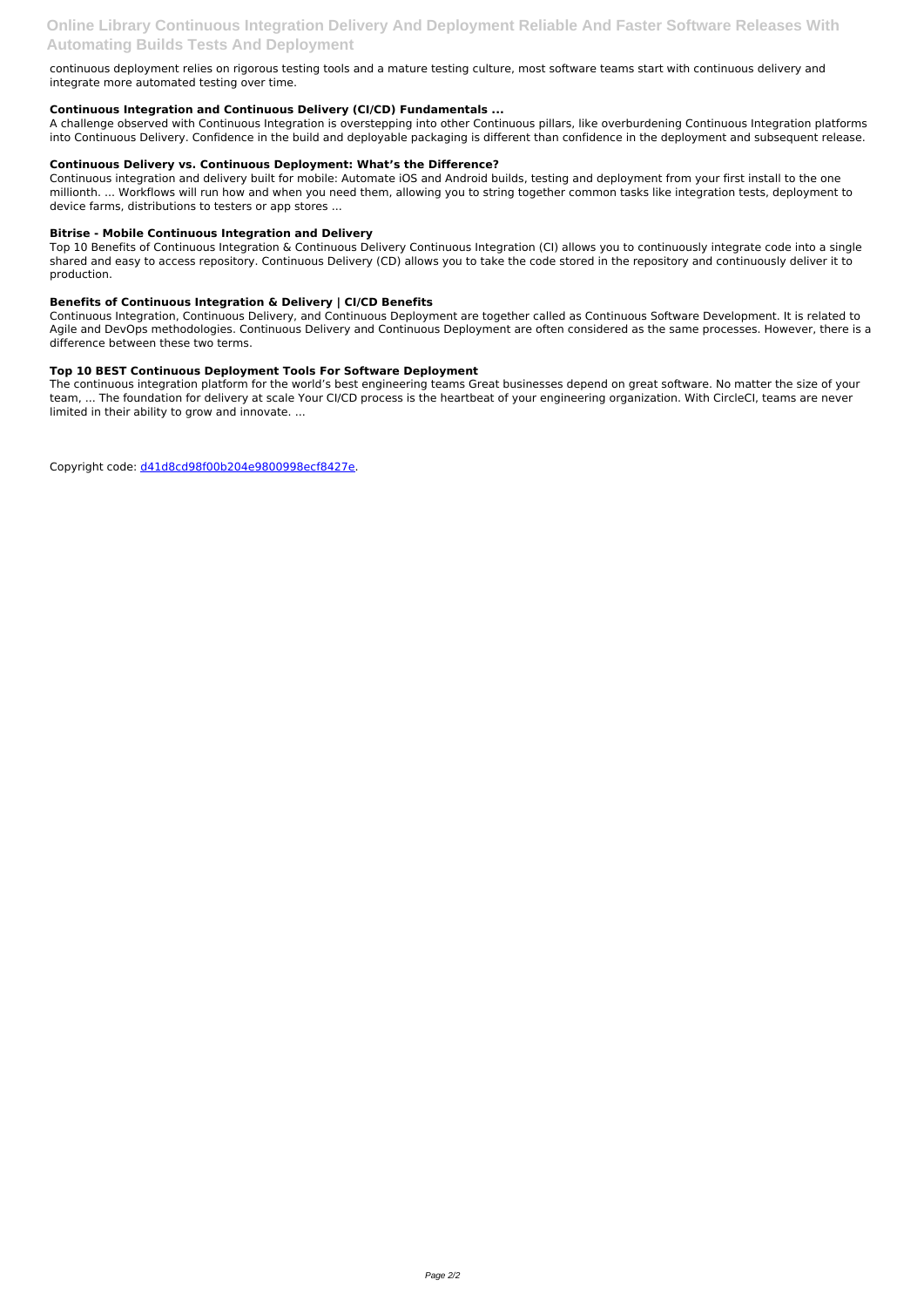continuous deployment relies on rigorous testing tools and a mature testing culture, most software teams start with continuous delivery and integrate more automated testing over time.

### Continuous Integration and Continuous Delivery (CI/CD) Fundamentals ...

A challenge observed with Continuous Integration is overstepping into other Continuous pillars, like overburdening Continuous Integration platforms into Continuous Delivery. Confidence in the build and deployable packaging is different than confidence in the deployment and subsequent release.

### Continuous Delivery vs. Continuous Deployment: What's the Difference?

Continuous integration and delivery built for mobile: Automate iOS and Android builds, testing and deployment from your first install to the one millionth. ... Workflows will run how and when you need them, allowing you to string together common tasks like integration tests, deployment to device farms, distributions to testers or app stores ...

### Bitrise - Mobile Continuous Integration and Delivery

Top 10 Benefits of Continuous Integration & Continuous Delivery Continuous Integration (CI) allows you to continuously integrate code into a single shared and easy to access repository. Continuous Delivery (CD) allows you to take the code stored in the repository and continuously deliver it to production.

### Benefits of Continuous Integration & Delivery | CI/CD Benefits

Continuous Integration, Continuous Delivery, and Continuous Deployment are together called as Continuous Software Development. It is related to Agile and DevOps methodologies. Continuous Delivery and Continuous Deployment are often considered as the same processes. However, there is a difference between these two terms.

### Top 10 BEST Continuous Deployment Tools For Software Deployment

The continuous integration platform for the world's best engineering teams Great businesses depend on great software. No matter the size of your team, ... The foundation for delivery at scale Your CI/CD process is the heartbeat of your engineering organization. With CircleCI, teams are never limited in their ability to grow and innovate. ...

Copyright code: d41d8cd98f00b204e9800998ecf8427e.